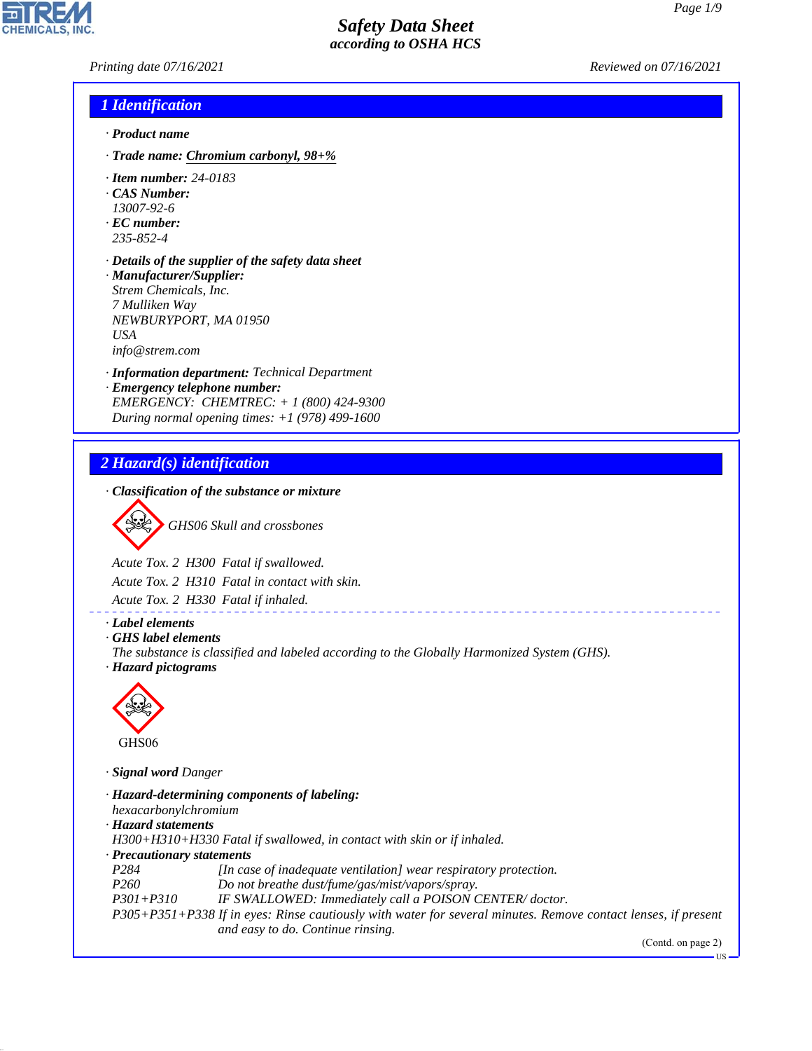# Safety Data Sheet
*according to OSHA HCS*

Printing date 07/16/2021 Reviewed on 07/16/2021

## 1 Identification

· **Product name**

· **Trade name:** Chromium carbonyl, 98+%

· **Item number:** 24-0183

· **CAS Number:**
13007-92-6

· **EC number:**
235-852-4

· **Details of the supplier of the safety data sheet**

· **Manufacturer/Supplier:**
Strem Chemicals, Inc.
7 Mulliken Way
NEWBURYPORT, MA 01950
USA
info@strem.com

· **Information department:** Technical Department

· **Emergency telephone number:**
EMERGENCY: CHEMTREC: + 1 (800) 424-9300
During normal opening times: +1 (978) 499-1600

## 2 Hazard(s) identification

· **Classification of the substance or mixture**

GHS06 Skull and crossbones

Acute Tox. 2 H300 Fatal if swallowed.

Acute Tox. 2 H310 Fatal in contact with skin.

Acute Tox. 2 H330 Fatal if inhaled.

· **Label elements**

· **GHS label elements**
The substance is classified and labeled according to the Globally Harmonized System (GHS).

· **Hazard pictograms**

GHS06

· **Signal word** Danger

· **Hazard-determining components of labeling:**
hexacarbonylchromium

· **Hazard statements**
H300+H310+H330 Fatal if swallowed, in contact with skin or if inhaled.

· **Precautionary statements**

P284 [In case of inadequate ventilation] wear respiratory protection.
P260 Do not breathe dust/fume/gas/mist/vapors/spray.
P301+P310 IF SWALLOWED: Immediately call a POISON CENTER/ doctor.
P305+P351+P338 If in eyes: Rinse cautiously with water for several minutes. Remove contact lenses, if present and easy to do. Continue rinsing.

(Contd. on page 2)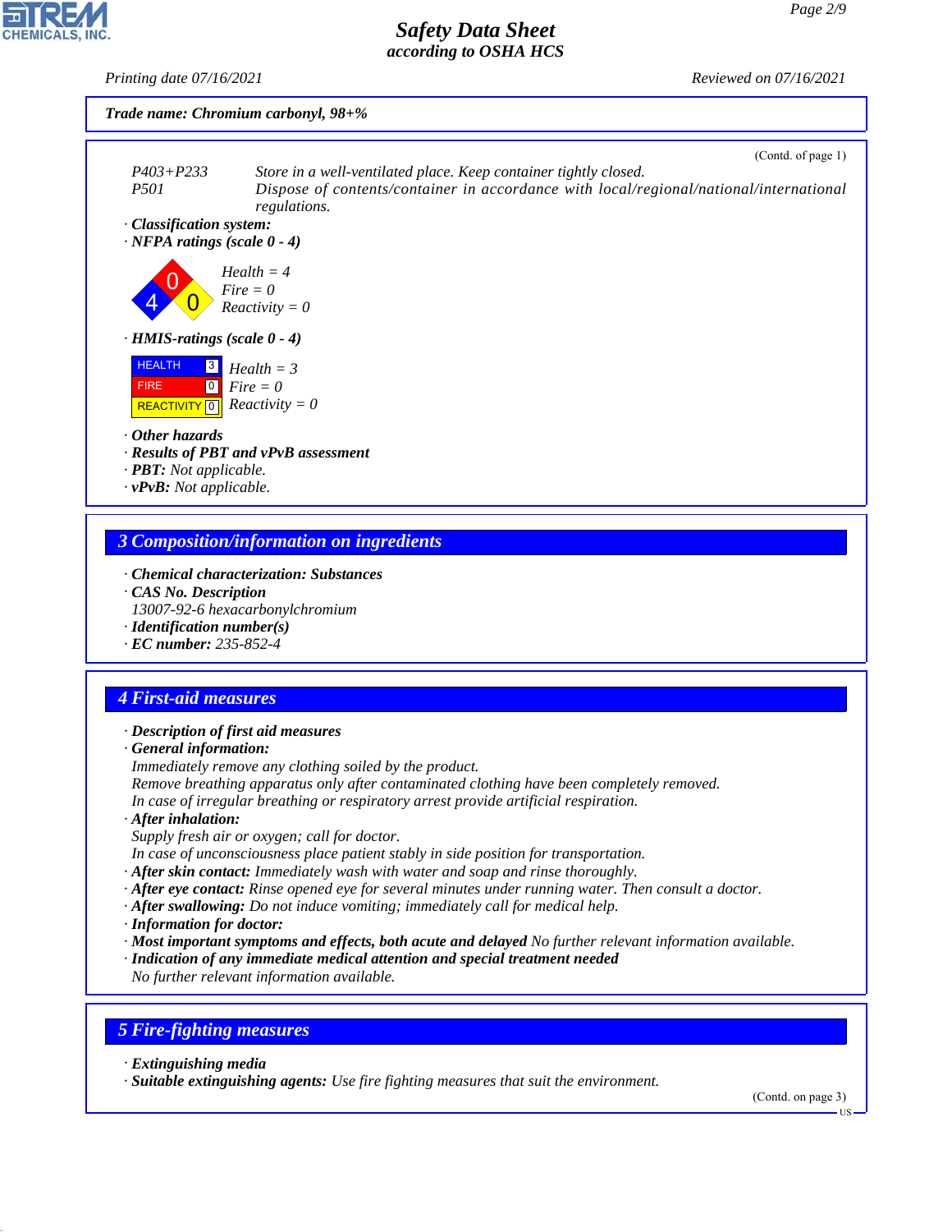**Trade name: Chromium carbonyl, 98+%**

(Contd. of page 1)

P403+P233 Store in a well-ventilated place. Keep container tightly closed.
P501 Dispose of contents/container in accordance with local/regional/national/international regulations.

· **Classification system:**
· **NFPA ratings (scale 0 - 4)**

Health = 4
Fire = 0
Reactivity = 0

· **HMIS-ratings (scale 0 - 4)**

| | | |
|---|---|---|
| HEALTH | 3 | Health = 3 |
| FIRE | 0 | Fire = 0 |
| REACTIVITY | 0 | Reactivity = 0 |

· **Other hazards**
· **Results of PBT and vPvB assessment**
· **PBT:** Not applicable.
· **vPvB:** Not applicable.

## 3 Composition/information on ingredients

· **Chemical characterization: Substances**
· **CAS No. Description**
13007-92-6 hexacarbonylchromium
· **Identification number(s)**
· **EC number:** 235-852-4

## 4 First-aid measures

· **Description of first aid measures**
· **General information:**
Immediately remove any clothing soiled by the product.
Remove breathing apparatus only after contaminated clothing have been completely removed.
In case of irregular breathing or respiratory arrest provide artificial respiration.
· **After inhalation:**
Supply fresh air or oxygen; call for doctor.
In case of unconsciousness place patient stably in side position for transportation.
· **After skin contact:** Immediately wash with water and soap and rinse thoroughly.
· **After eye contact:** Rinse opened eye for several minutes under running water. Then consult a doctor.
· **After swallowing:** Do not induce vomiting; immediately call for medical help.
· **Information for doctor:**
· **Most important symptoms and effects, both acute and delayed** No further relevant information available.
· **Indication of any immediate medical attention and special treatment needed**
No further relevant information available.

## 5 Fire-fighting measures

· **Extinguishing media**
· **Suitable extinguishing agents:** Use fire fighting measures that suit the environment.

(Contd. on page 3)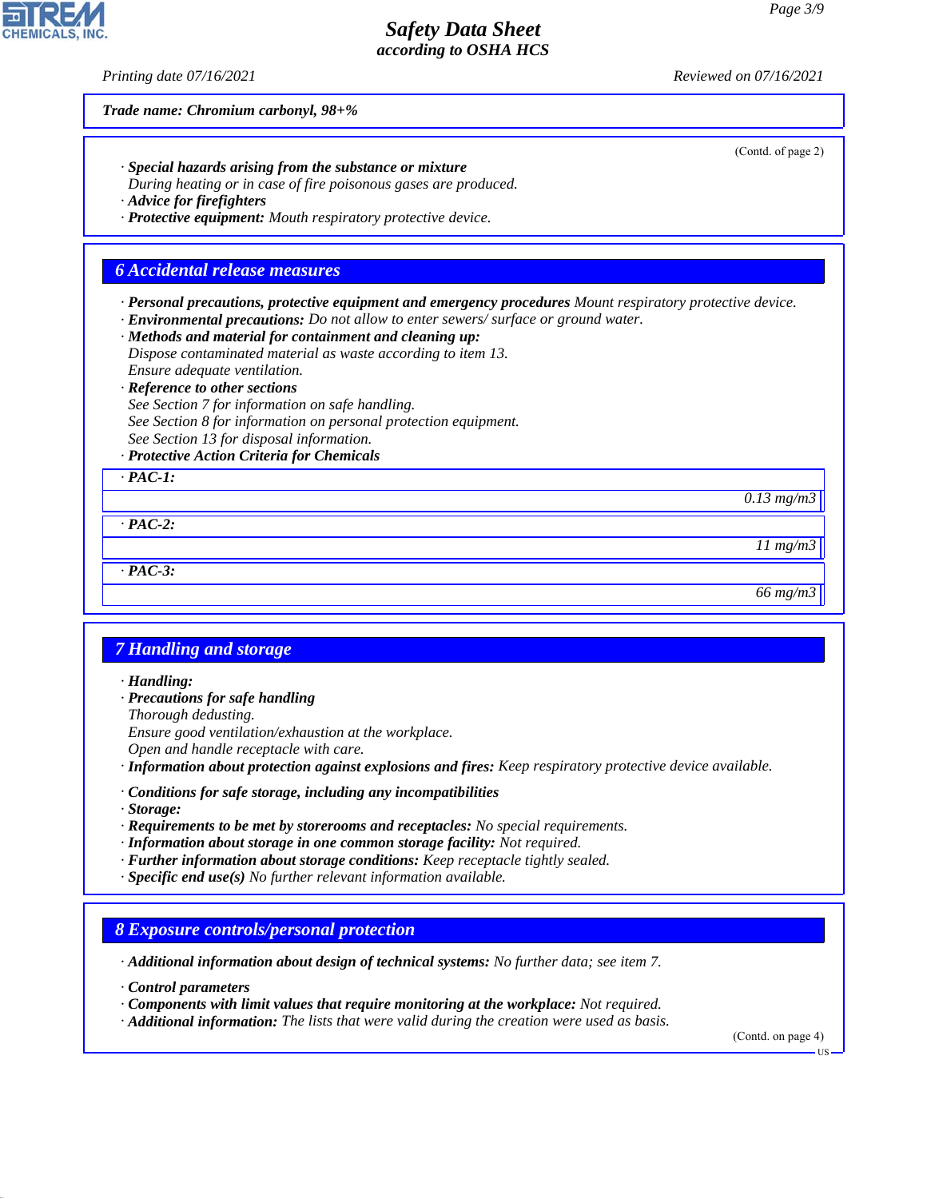**Trade name: Chromium carbonyl, 98+%**

(Contd. of page 2)

· **Special hazards arising from the substance or mixture**
During heating or in case of fire poisonous gases are produced.
· **Advice for firefighters**
· **Protective equipment:** Mouth respiratory protective device.

## 6 Accidental release measures

· **Personal precautions, protective equipment and emergency procedures** Mount respiratory protective device.
· **Environmental precautions:** Do not allow to enter sewers/ surface or ground water.
· **Methods and material for containment and cleaning up:**
Dispose contaminated material as waste according to item 13.
Ensure adequate ventilation.
· **Reference to other sections**
See Section 7 for information on safe handling.
See Section 8 for information on personal protection equipment.
See Section 13 for disposal information.
· **Protective Action Criteria for Chemicals**

| · PAC-1: |
|---|
| 0.13 mg/m3 |

| · PAC-2: |
|---|
| 11 mg/m3 |

| · PAC-3: |
|---|
| 66 mg/m3 |

## 7 Handling and storage

· **Handling:**
· **Precautions for safe handling**
Thorough dedusting.
Ensure good ventilation/exhaustion at the workplace.
Open and handle receptacle with care.
· **Information about protection against explosions and fires:** Keep respiratory protective device available.

· **Conditions for safe storage, including any incompatibilities**
· **Storage:**
· **Requirements to be met by storerooms and receptacles:** No special requirements.
· **Information about storage in one common storage facility:** Not required.
· **Further information about storage conditions:** Keep receptacle tightly sealed.
· **Specific end use(s)** No further relevant information available.

## 8 Exposure controls/personal protection

· **Additional information about design of technical systems:** No further data; see item 7.

· **Control parameters**
· **Components with limit values that require monitoring at the workplace:** Not required.
· **Additional information:** The lists that were valid during the creation were used as basis.

(Contd. on page 4)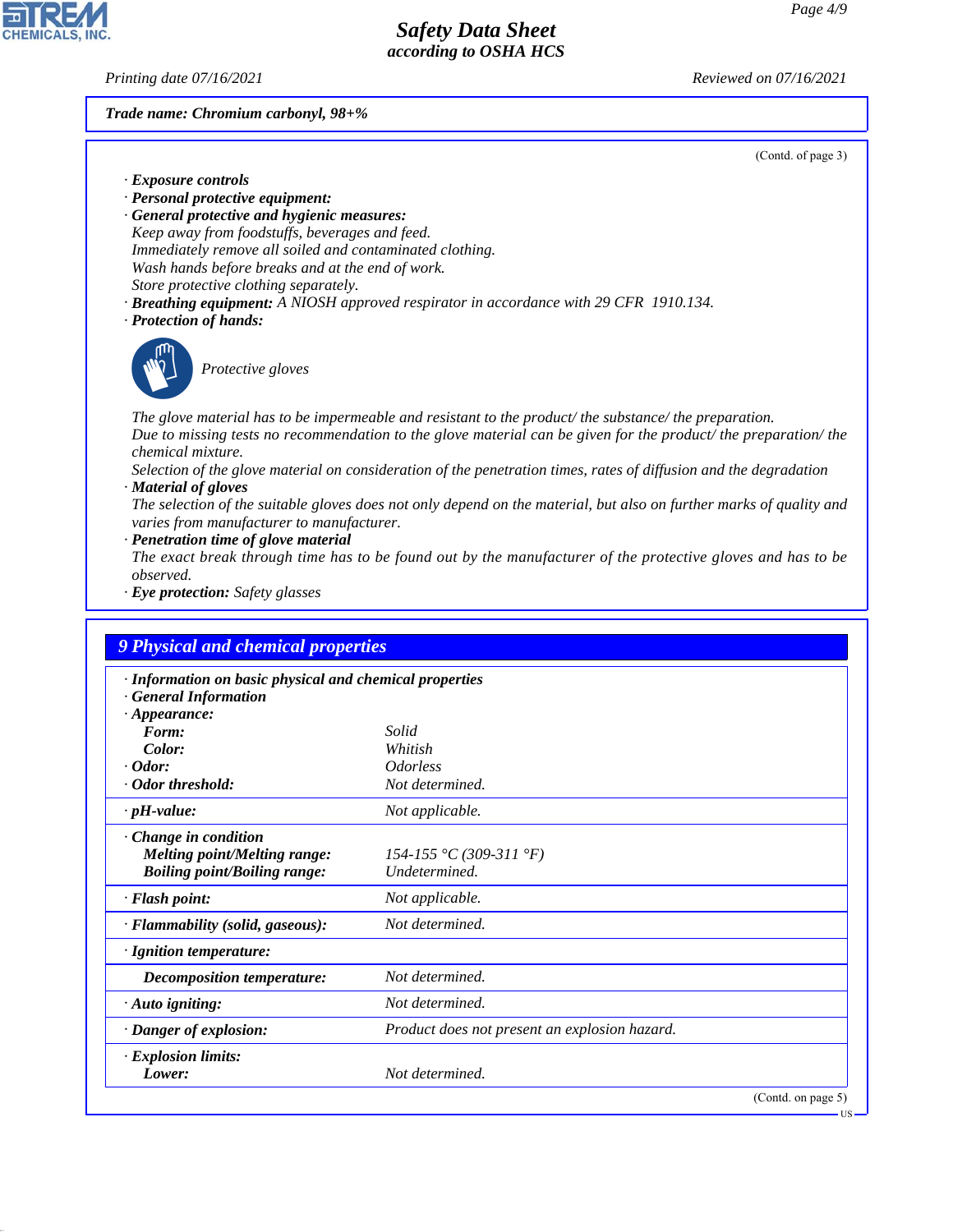**Trade name: Chromium carbonyl, 98+%**

(Contd. of page 3)

· **Exposure controls**
· **Personal protective equipment:**
· **General protective and hygienic measures:**
Keep away from foodstuffs, beverages and feed.
Immediately remove all soiled and contaminated clothing.
Wash hands before breaks and at the end of work.
Store protective clothing separately.
· **Breathing equipment:** A NIOSH approved respirator in accordance with 29 CFR 1910.134.
· **Protection of hands:**

Protective gloves

The glove material has to be impermeable and resistant to the product/ the substance/ the preparation.
Due to missing tests no recommendation to the glove material can be given for the product/ the preparation/ the chemical mixture.
Selection of the glove material on consideration of the penetration times, rates of diffusion and the degradation
· **Material of gloves**
The selection of the suitable gloves does not only depend on the material, but also on further marks of quality and varies from manufacturer to manufacturer.
· **Penetration time of glove material**
The exact break through time has to be found out by the manufacturer of the protective gloves and has to be observed.
· **Eye protection:** Safety glasses

## 9 Physical and chemical properties

| · **Information on basic physical and chemical properties** | |
|---|---|
| · **General Information** | |
| · **Appearance:** | |
| **Form:** | Solid |
| **Color:** | Whitish |
| · **Odor:** | Odorless |
| · **Odor threshold:** | Not determined. |
| · **pH-value:** | Not applicable. |
| · **Change in condition** | |
| **Melting point/Melting range:** | 154-155 °C (309-311 °F) |
| **Boiling point/Boiling range:** | Undetermined. |
| · **Flash point:** | Not applicable. |
| · **Flammability (solid, gaseous):** | Not determined. |
| · **Ignition temperature:** | |
| **Decomposition temperature:** | Not determined. |
| · **Auto igniting:** | Not determined. |
| · **Danger of explosion:** | Product does not present an explosion hazard. |
| · **Explosion limits:** | |
| **Lower:** | Not determined. |

(Contd. on page 5)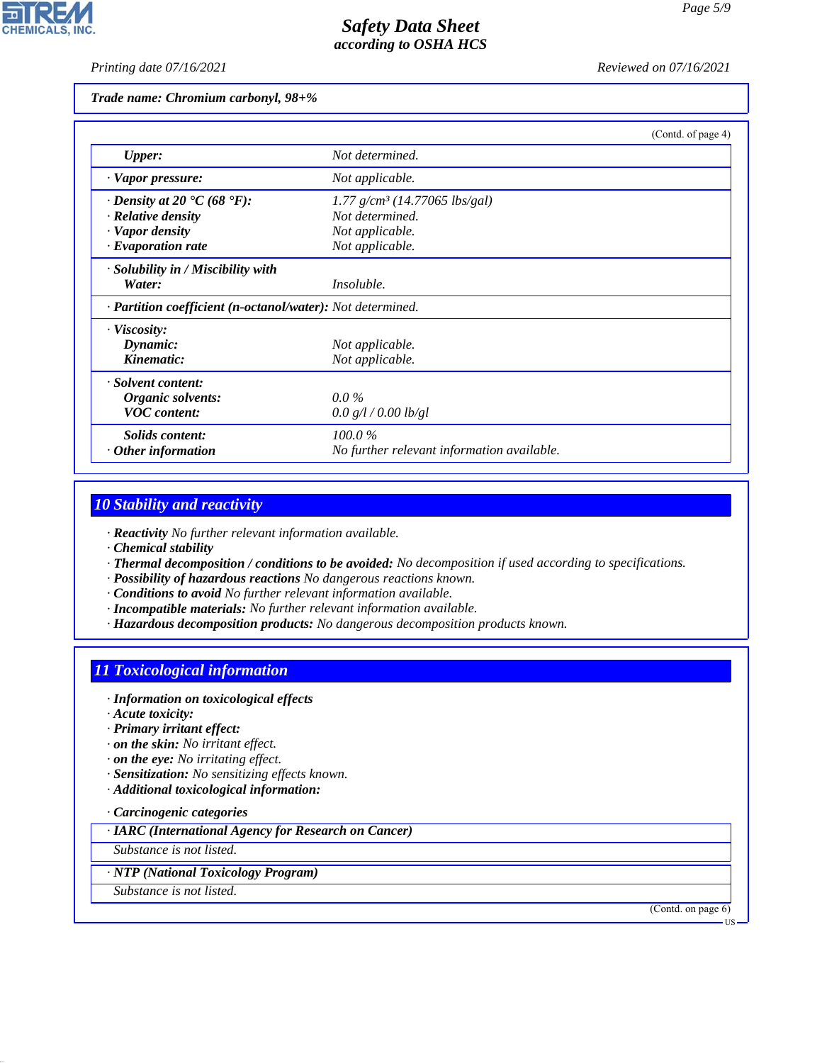Trade name: Chromium carbonyl, 98+%

(Contd. of page 4)

| | |
|---|---|
| **Upper:** | Not determined. |
| · **Vapor pressure:** | Not applicable. |
| · **Density at 20 °C (68 °F):** | 1.77 g/cm³ (14.77065 lbs/gal) |
| · **Relative density** | Not determined. |
| · **Vapor density** | Not applicable. |
| · **Evaporation rate** | Not applicable. |
| · **Solubility in / Miscibility with** | |
| **Water:** | Insoluble. |
| · **Partition coefficient (n-octanol/water):** | Not determined. |
| · **Viscosity:** | |
| **Dynamic:** | Not applicable. |
| **Kinematic:** | Not applicable. |
| · **Solvent content:** | |
| **Organic solvents:** | 0.0 % |
| **VOC content:** | 0.0 g/l / 0.00 lb/gl |
| **Solids content:** | 100.0 % |
| · **Other information** | No further relevant information available. |

## 10 Stability and reactivity

· **Reactivity** No further relevant information available.
· **Chemical stability**
· **Thermal decomposition / conditions to be avoided:** No decomposition if used according to specifications.
· **Possibility of hazardous reactions** No dangerous reactions known.
· **Conditions to avoid** No further relevant information available.
· **Incompatible materials:** No further relevant information available.
· **Hazardous decomposition products:** No dangerous decomposition products known.

## 11 Toxicological information

· **Information on toxicological effects**
· **Acute toxicity:**
· **Primary irritant effect:**
· **on the skin:** No irritant effect.
· **on the eye:** No irritating effect.
· **Sensitization:** No sensitizing effects known.
· **Additional toxicological information:**

· **Carcinogenic categories**

| · **IARC (International Agency for Research on Cancer)** |
|---|
| Substance is not listed. |

| · **NTP (National Toxicology Program)** |
|---|
| Substance is not listed. |

(Contd. on page 6)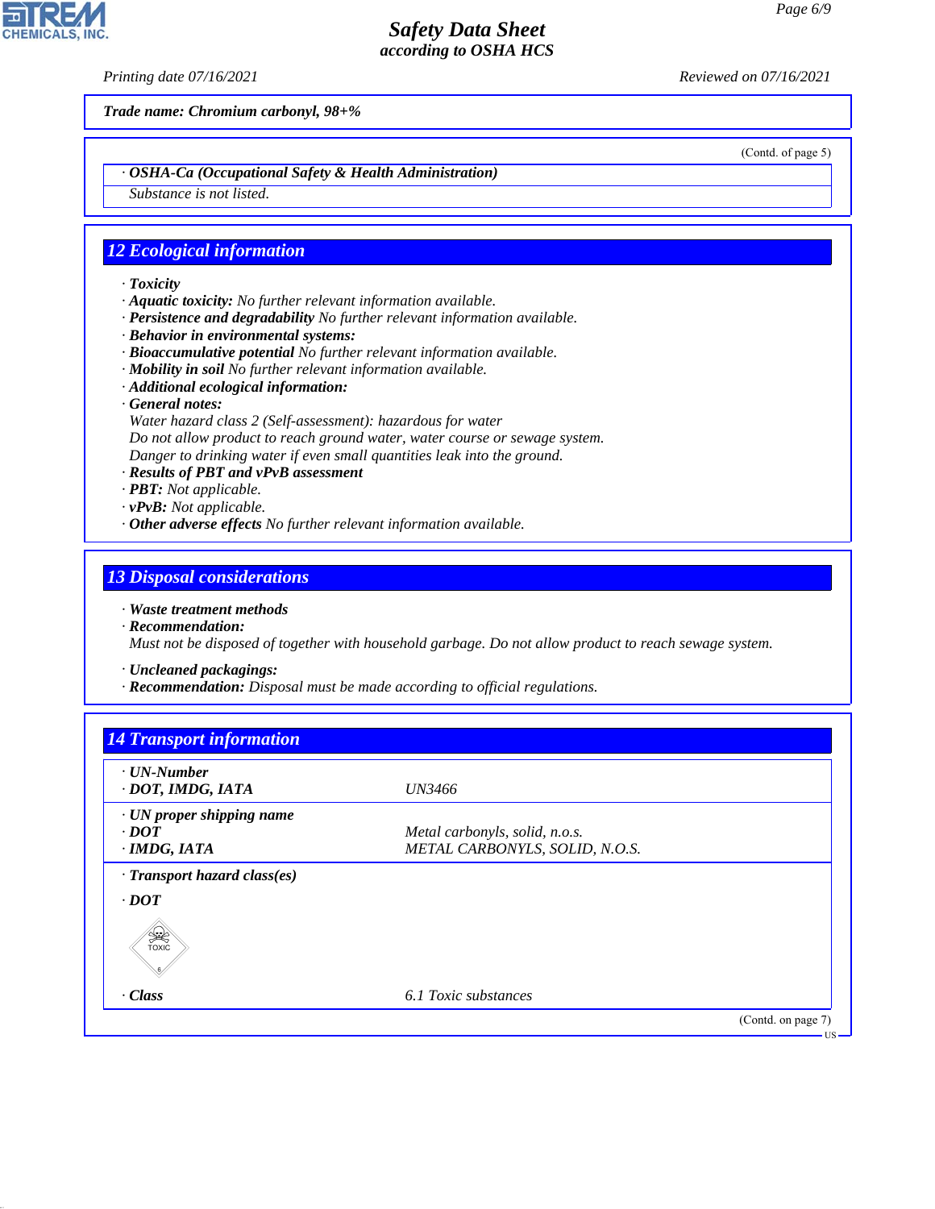Trade name: Chromium carbonyl, 98+%

(Contd. of page 5)

| · OSHA-Ca (Occupational Safety & Health Administration) |
|---|
| Substance is not listed. |

## 12 Ecological information

- · **Toxicity**
- · **Aquatic toxicity:** No further relevant information available.
- · **Persistence and degradability** No further relevant information available.
- · **Behavior in environmental systems:**
- · **Bioaccumulative potential** No further relevant information available.
- · **Mobility in soil** No further relevant information available.
- · **Additional ecological information:**
- · **General notes:**
  Water hazard class 2 (Self-assessment): hazardous for water
  Do not allow product to reach ground water, water course or sewage system.
  Danger to drinking water if even small quantities leak into the ground.
- · **Results of PBT and vPvB assessment**
- · **PBT:** Not applicable.
- · **vPvB:** Not applicable.
- · **Other adverse effects** No further relevant information available.

## 13 Disposal considerations

- · **Waste treatment methods**
- · **Recommendation:**
  Must not be disposed of together with household garbage. Do not allow product to reach sewage system.
- · **Uncleaned packagings:**
- · **Recommendation:** Disposal must be made according to official regulations.

## 14 Transport information

| | |
|---|---|
| · **UN-Number** | |
| · **DOT, IMDG, IATA** | UN3466 |
| · **UN proper shipping name** | |
| · **DOT** | Metal carbonyls, solid, n.o.s. |
| · **IMDG, IATA** | METAL CARBONYLS, SOLID, N.O.S. |
| · **Transport hazard class(es)** | |
| · **DOT** | |
| · **Class** | 6.1 Toxic substances |

(Contd. on page 7)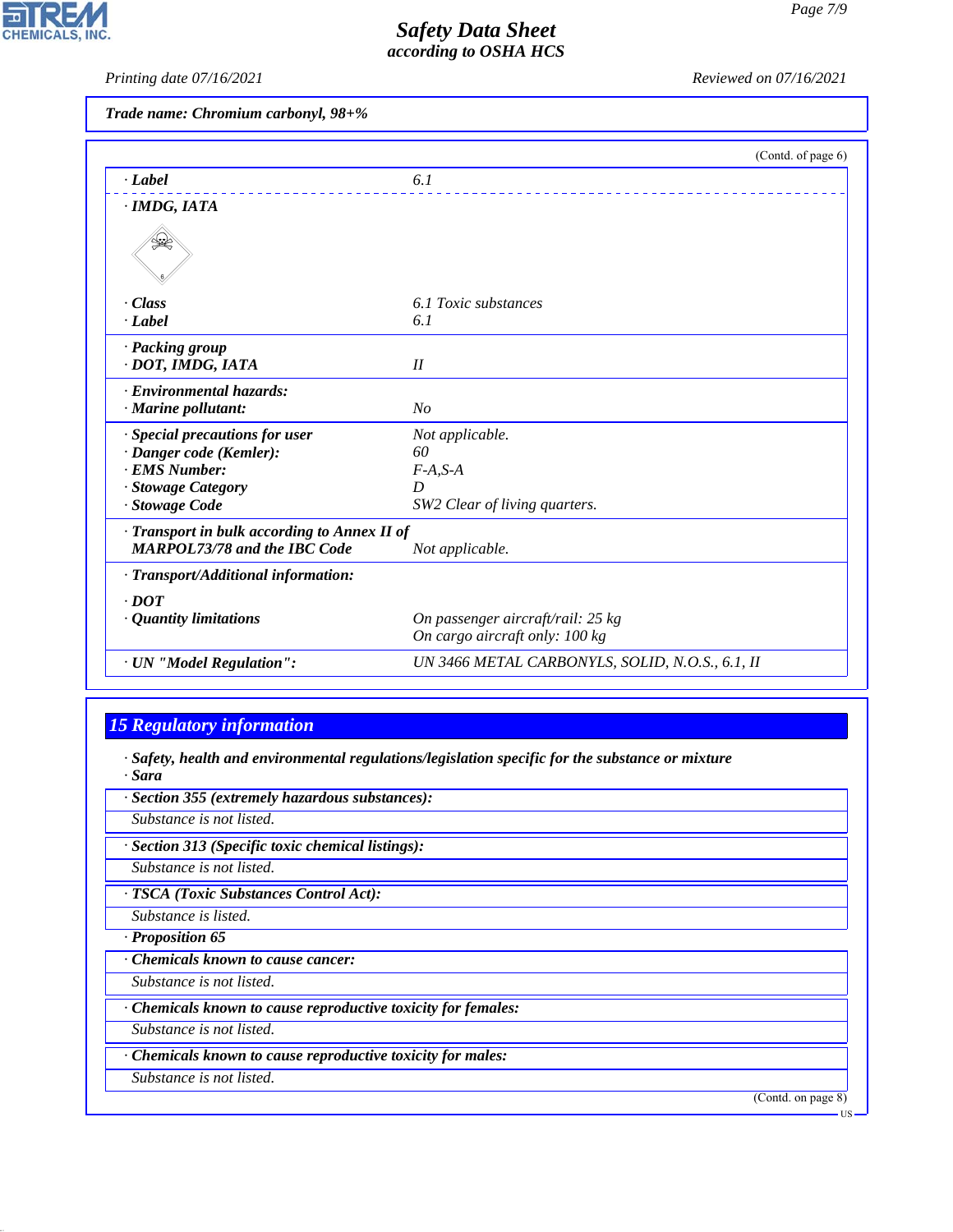Trade name: Chromium carbonyl, 98+%

(Contd. of page 6)

| | |
|---|---|
| · Label | 6.1 |
| · IMDG, IATA | |
| · Class | 6.1 Toxic substances |
| · Label | 6.1 |
| · Packing group | |
| · DOT, IMDG, IATA | II |
| · Environmental hazards: | |
| · Marine pollutant: | No |
| · Special precautions for user | Not applicable. |
| · Danger code (Kemler): | 60 |
| · EMS Number: | F-A,S-A |
| · Stowage Category | D |
| · Stowage Code | SW2 Clear of living quarters. |
| · Transport in bulk according to Annex II of MARPOL73/78 and the IBC Code | Not applicable. |
| · Transport/Additional information: | |
| · DOT | |
| · Quantity limitations | On passenger aircraft/rail: 25 kg<br>On cargo aircraft only: 100 kg |
| · UN "Model Regulation": | UN 3466 METAL CARBONYLS, SOLID, N.O.S., 6.1, II |

## 15 Regulatory information

· Safety, health and environmental regulations/legislation specific for the substance or mixture

· Sara

· Section 355 (extremely hazardous substances):

Substance is not listed.

· Section 313 (Specific toxic chemical listings):

Substance is not listed.

· TSCA (Toxic Substances Control Act):

Substance is listed.

· Proposition 65

· Chemicals known to cause cancer:

Substance is not listed.

· Chemicals known to cause reproductive toxicity for females:

Substance is not listed.

· Chemicals known to cause reproductive toxicity for males:

Substance is not listed.

(Contd. on page 8)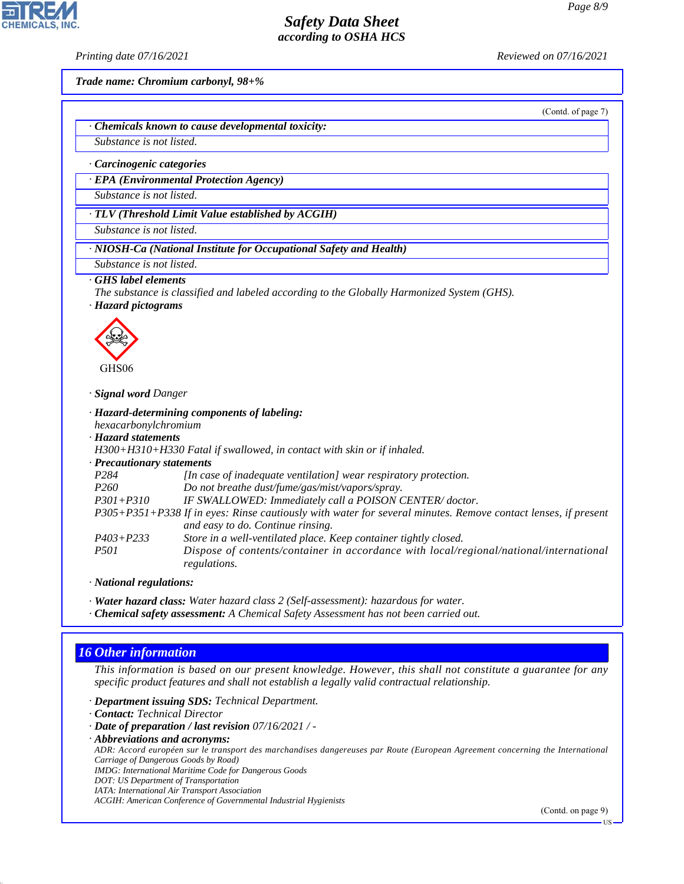Trade name: Chromium carbonyl, 98+%

(Contd. of page 7)

· **Chemicals known to cause developmental toxicity:**

Substance is not listed.

· **Carcinogenic categories**

· **EPA (Environmental Protection Agency)**

Substance is not listed.

· **TLV (Threshold Limit Value established by ACGIH)**

Substance is not listed.

· **NIOSH-Ca (National Institute for Occupational Safety and Health)**

Substance is not listed.

· **GHS label elements**

The substance is classified and labeled according to the Globally Harmonized System (GHS).

· **Hazard pictograms**

GHS06

· **Signal word** Danger

· **Hazard-determining components of labeling:**

hexacarbonylchromium

· **Hazard statements**

H300+H310+H330 Fatal if swallowed, in contact with skin or if inhaled.

· **Precautionary statements**

| | |
|---|---|
| P284 | [In case of inadequate ventilation] wear respiratory protection. |
| P260 | Do not breathe dust/fume/gas/mist/vapors/spray. |
| P301+P310 | IF SWALLOWED: Immediately call a POISON CENTER/ doctor. |
| P305+P351+P338 | If in eyes: Rinse cautiously with water for several minutes. Remove contact lenses, if present and easy to do. Continue rinsing. |
| P403+P233 | Store in a well-ventilated place. Keep container tightly closed. |
| P501 | Dispose of contents/container in accordance with local/regional/national/international regulations. |

· **National regulations:**

· **Water hazard class:** Water hazard class 2 (Self-assessment): hazardous for water.

· **Chemical safety assessment:** A Chemical Safety Assessment has not been carried out.

## 16 Other information

This information is based on our present knowledge. However, this shall not constitute a guarantee for any specific product features and shall not establish a legally valid contractual relationship.

· **Department issuing SDS:** Technical Department.

· **Contact:** Technical Director

· **Date of preparation / last revision** 07/16/2021 / -

· **Abbreviations and acronyms:**

ADR: Accord européen sur le transport des marchandises dangereuses par Route (European Agreement concerning the International Carriage of Dangerous Goods by Road)
IMDG: International Maritime Code for Dangerous Goods
DOT: US Department of Transportation
IATA: International Air Transport Association
ACGIH: American Conference of Governmental Industrial Hygienists

(Contd. on page 9)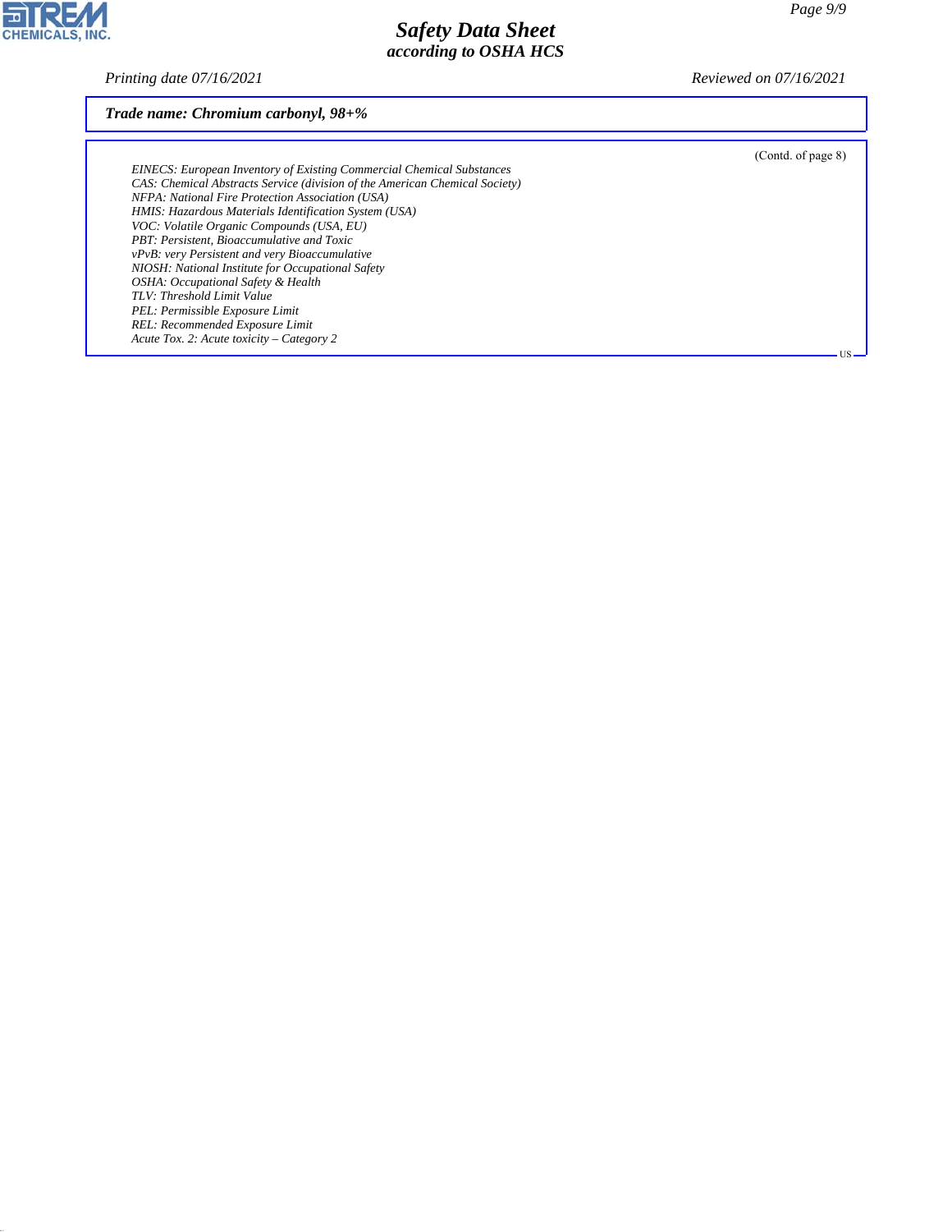*Trade name: Chromium carbonyl, 98+%*

(Contd. of page 8)

*EINECS: European Inventory of Existing Commercial Chemical Substances*
*CAS: Chemical Abstracts Service (division of the American Chemical Society)*
*NFPA: National Fire Protection Association (USA)*
*HMIS: Hazardous Materials Identification System (USA)*
*VOC: Volatile Organic Compounds (USA, EU)*
*PBT: Persistent, Bioaccumulative and Toxic*
*vPvB: very Persistent and very Bioaccumulative*
*NIOSH: National Institute for Occupational Safety*
*OSHA: Occupational Safety & Health*
*TLV: Threshold Limit Value*
*PEL: Permissible Exposure Limit*
*REL: Recommended Exposure Limit*
*Acute Tox. 2: Acute toxicity – Category 2*